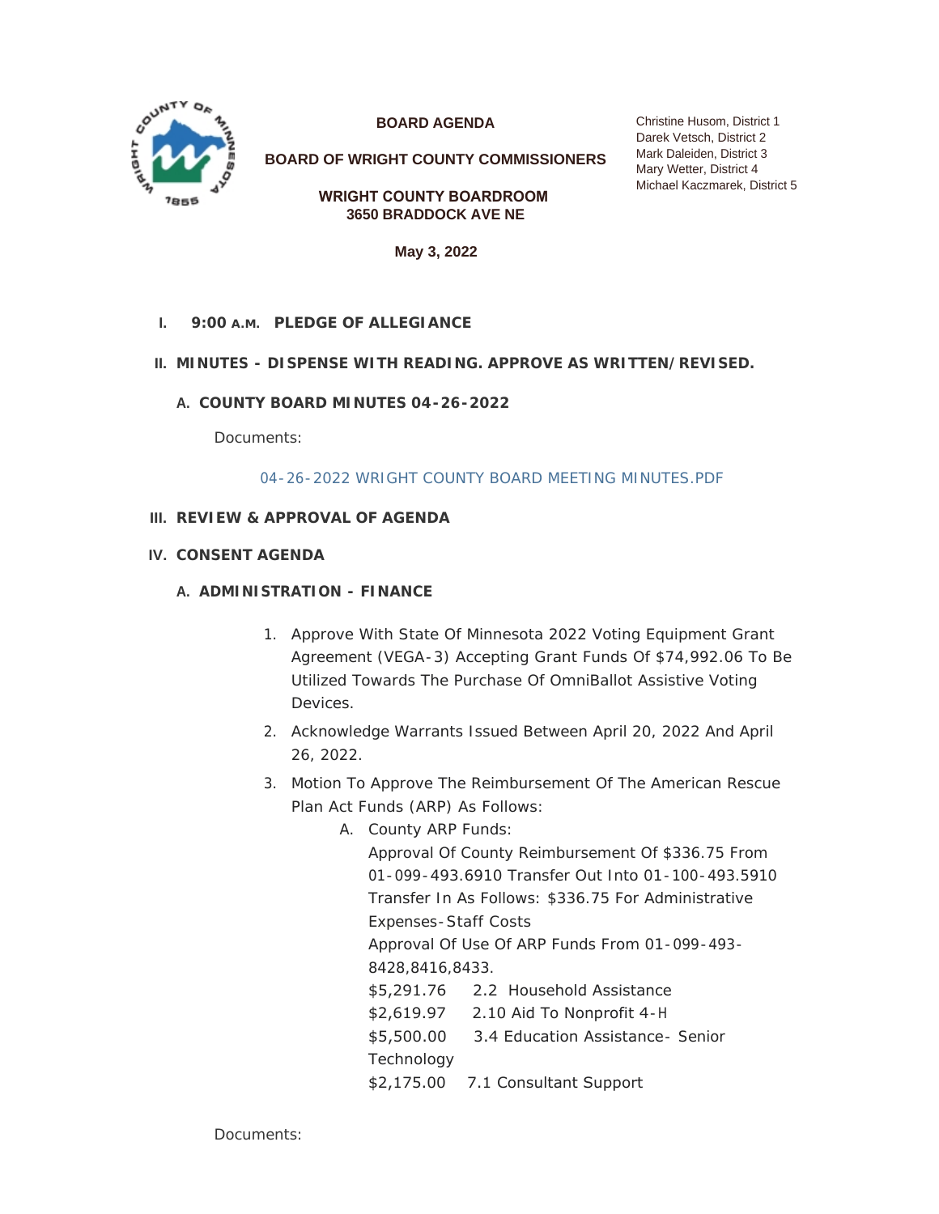**BOARD AGENDA**

**BOARD OF WRIGHT COUNTY COMMISSIONERS**

**WRIGHT COUNTY BOARDROOM**
**3650 BRADDOCK AVE NE**

**May 3, 2022**

Christine Husom, District 1
Darek Vetsch, District 2
Mark Daleiden, District 3
Mary Wetter, District 4
Michael Kaczmarek, District 5

## I. 9:00 A.M. PLEDGE OF ALLEGIANCE

## II. MINUTES - DISPENSE WITH READING. APPROVE AS WRITTEN/REVISED.

### A. COUNTY BOARD MINUTES 04-26-2022

Documents:

04-26-2022 WRIGHT COUNTY BOARD MEETING MINUTES.PDF

## III. REVIEW & APPROVAL OF AGENDA

## IV. CONSENT AGENDA

### A. ADMINISTRATION - FINANCE

1. Approve With State Of Minnesota 2022 Voting Equipment Grant Agreement (VEGA-3) Accepting Grant Funds Of $74,992.06 To Be Utilized Towards The Purchase Of OmniBallot Assistive Voting Devices.
2. Acknowledge Warrants Issued Between April 20, 2022 And April 26, 2022.
3. Motion To Approve The Reimbursement Of The American Rescue Plan Act Funds (ARP) As Follows:
   A. County ARP Funds:
      Approval Of County Reimbursement Of $336.75 From 01-099-493.6910 Transfer Out Into 01-100-493.5910 Transfer In As Follows: $336.75 For Administrative Expenses-Staff Costs
      Approval Of Use Of ARP Funds From 01-099-493-8428,8416,8433.
      $5,291.76 2.2 Household Assistance
      $2,619.97 2.10 Aid To Nonprofit 4-H
      $5,500.00 3.4 Education Assistance- Senior Technology
      $2,175.00 7.1 Consultant Support

Documents: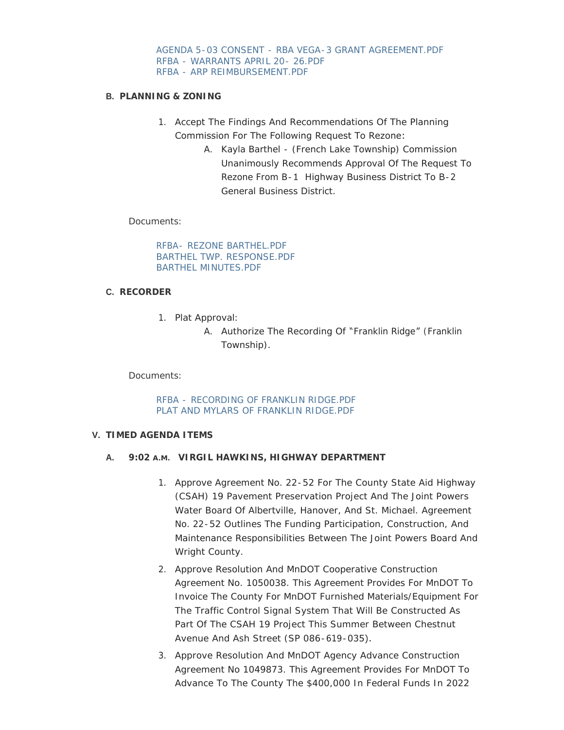AGENDA 5-03 CONSENT - RBA VEGA-3 GRANT AGREEMENT.PDF
RFBA - WARRANTS APRIL 20- 26.PDF
RFBA - ARP REIMBURSEMENT.PDF

**B. PLANNING & ZONING**

1. Accept The Findings And Recommendations Of The Planning Commission For The Following Request To Rezone:
   - A. Kayla Barthel - (French Lake Township) Commission Unanimously Recommends Approval Of The Request To Rezone From B-1 Highway Business District To B-2 General Business District.

Documents:

RFBA- REZONE BARTHEL.PDF
BARTHEL TWP. RESPONSE.PDF
BARTHEL MINUTES.PDF

**C. RECORDER**

1. Plat Approval:
   - A. Authorize The Recording Of "Franklin Ridge" (Franklin Township).

Documents:

RFBA - RECORDING OF FRANKLIN RIDGE.PDF
PLAT AND MYLARS OF FRANKLIN RIDGE.PDF

**V. TIMED AGENDA ITEMS**

**A. 9:02 A.M. VIRGIL HAWKINS, HIGHWAY DEPARTMENT**

1. Approve Agreement No. 22-52 For The County State Aid Highway (CSAH) 19 Pavement Preservation Project And The Joint Powers Water Board Of Albertville, Hanover, And St. Michael. Agreement No. 22-52 Outlines The Funding Participation, Construction, And Maintenance Responsibilities Between The Joint Powers Board And Wright County.
2. Approve Resolution And MnDOT Cooperative Construction Agreement No. 1050038. This Agreement Provides For MnDOT To Invoice The County For MnDOT Furnished Materials/Equipment For The Traffic Control Signal System That Will Be Constructed As Part Of The CSAH 19 Project This Summer Between Chestnut Avenue And Ash Street (SP 086-619-035).
3. Approve Resolution And MnDOT Agency Advance Construction Agreement No 1049873. This Agreement Provides For MnDOT To Advance To The County The $400,000 In Federal Funds In 2022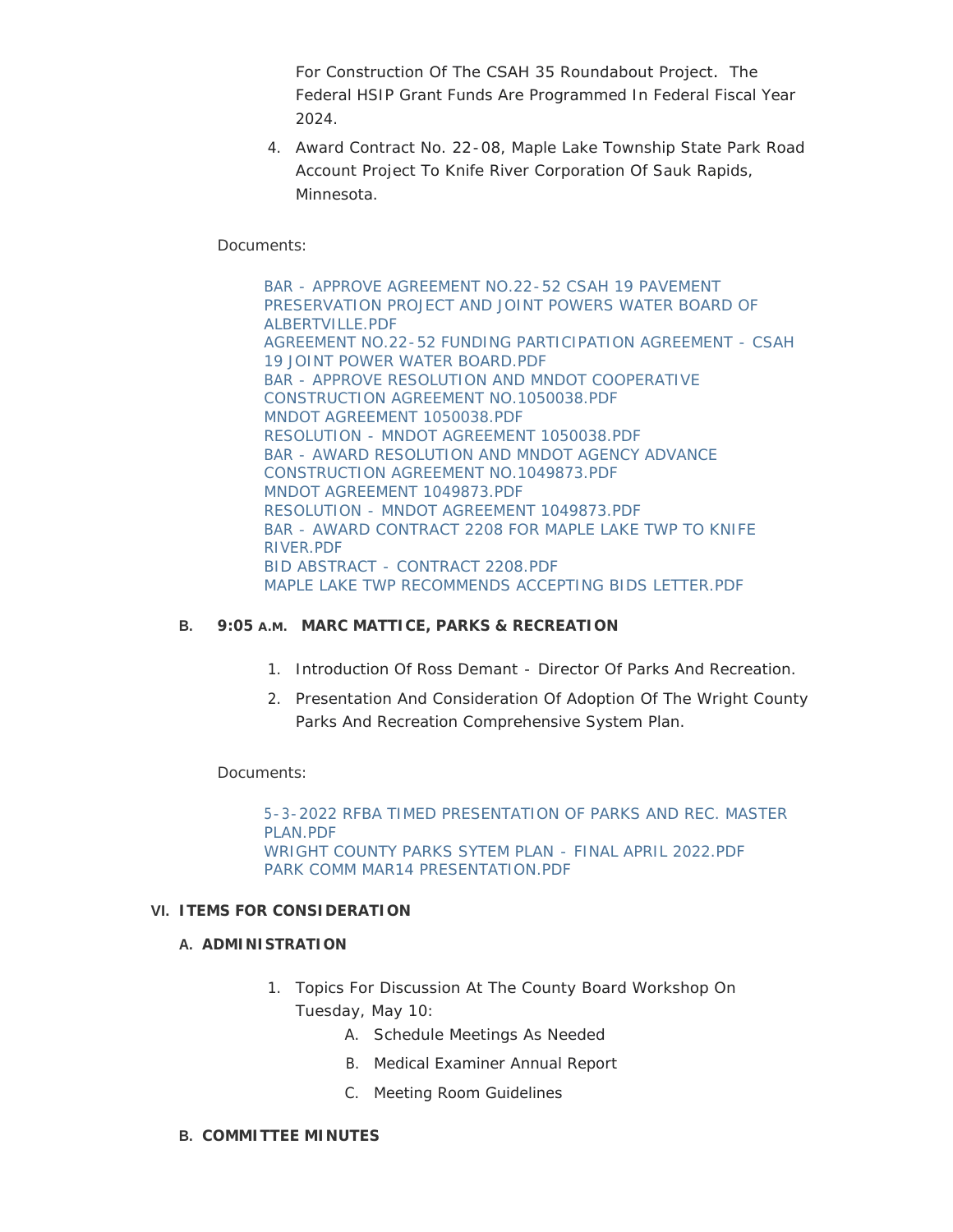For Construction Of The CSAH 35 Roundabout Project. The Federal HSIP Grant Funds Are Programmed In Federal Fiscal Year 2024.

4. Award Contract No. 22-08, Maple Lake Township State Park Road Account Project To Knife River Corporation Of Sauk Rapids, Minnesota.

Documents:

BAR - APPROVE AGREEMENT NO.22-52 CSAH 19 PAVEMENT PRESERVATION PROJECT AND JOINT POWERS WATER BOARD OF ALBERTVILLE.PDF
AGREEMENT NO.22-52 FUNDING PARTICIPATION AGREEMENT - CSAH 19 JOINT POWER WATER BOARD.PDF
BAR - APPROVE RESOLUTION AND MNDOT COOPERATIVE CONSTRUCTION AGREEMENT NO.1050038.PDF
MNDOT AGREEMENT 1050038.PDF
RESOLUTION - MNDOT AGREEMENT 1050038.PDF
BAR - AWARD RESOLUTION AND MNDOT AGENCY ADVANCE CONSTRUCTION AGREEMENT NO.1049873.PDF
MNDOT AGREEMENT 1049873.PDF
RESOLUTION - MNDOT AGREEMENT 1049873.PDF
BAR - AWARD CONTRACT 2208 FOR MAPLE LAKE TWP TO KNIFE RIVER.PDF
BID ABSTRACT - CONTRACT 2208.PDF
MAPLE LAKE TWP RECOMMENDS ACCEPTING BIDS LETTER.PDF

### B. 9:05 A.M. MARC MATTICE, PARKS & RECREATION

1. Introduction Of Ross Demant - Director Of Parks And Recreation.
2. Presentation And Consideration Of Adoption Of The Wright County Parks And Recreation Comprehensive System Plan.

Documents:

5-3-2022 RFBA TIMED PRESENTATION OF PARKS AND REC. MASTER PLAN.PDF
WRIGHT COUNTY PARKS SYTEM PLAN - FINAL APRIL 2022.PDF
PARK COMM MAR14 PRESENTATION.PDF

## VI. ITEMS FOR CONSIDERATION

### A. ADMINISTRATION

1. Topics For Discussion At The County Board Workshop On Tuesday, May 10:
   A. Schedule Meetings As Needed
   B. Medical Examiner Annual Report
   C. Meeting Room Guidelines

### B. COMMITTEE MINUTES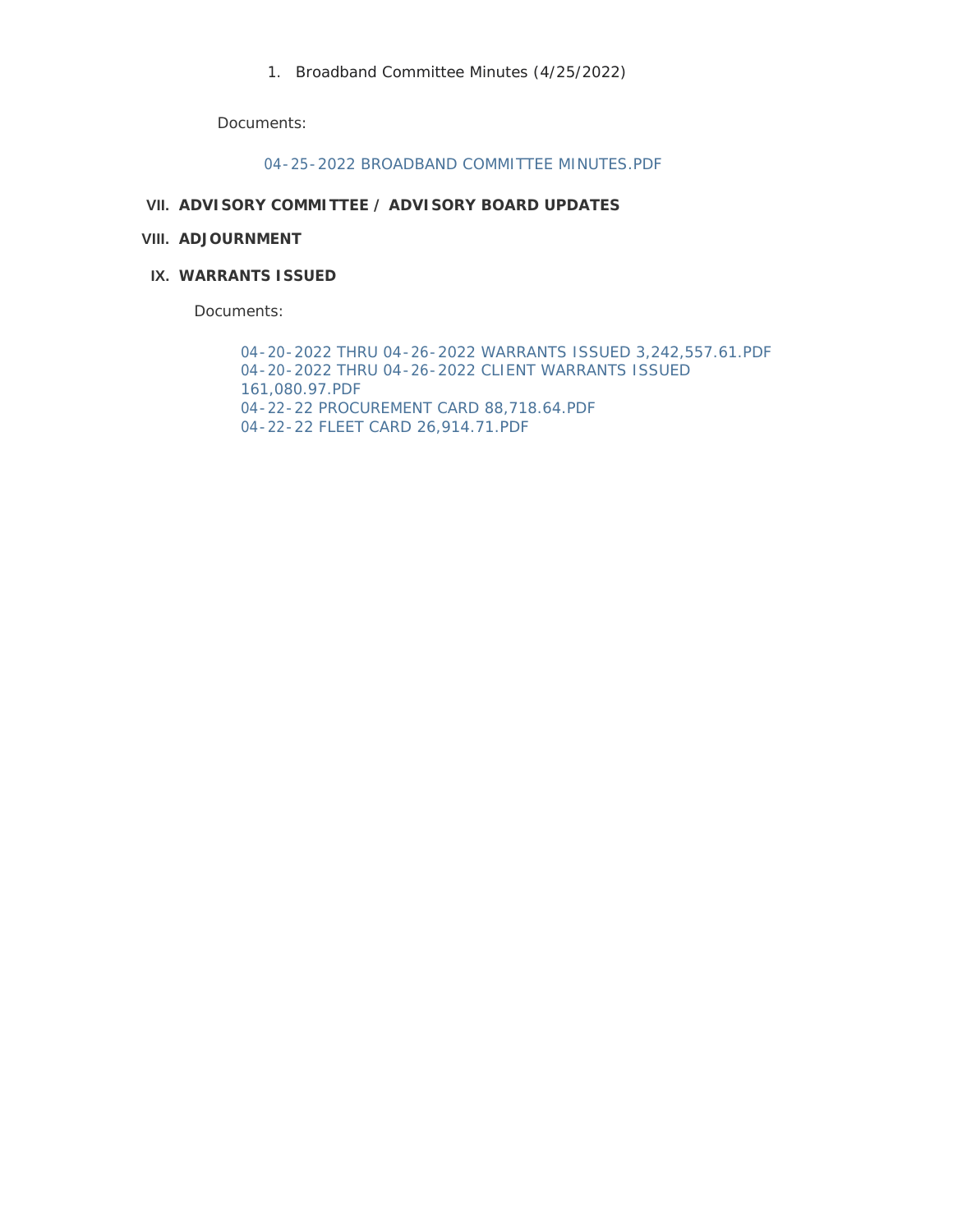1. Broadband Committee Minutes (4/25/2022)

Documents:

04-25-2022 BROADBAND COMMITTEE MINUTES.PDF

## VII. ADVISORY COMMITTEE / ADVISORY BOARD UPDATES

## VIII. ADJOURNMENT

## IX. WARRANTS ISSUED

Documents:

04-20-2022 THRU 04-26-2022 WARRANTS ISSUED 3,242,557.61.PDF
04-20-2022 THRU 04-26-2022 CLIENT WARRANTS ISSUED 161,080.97.PDF
04-22-22 PROCUREMENT CARD 88,718.64.PDF
04-22-22 FLEET CARD 26,914.71.PDF